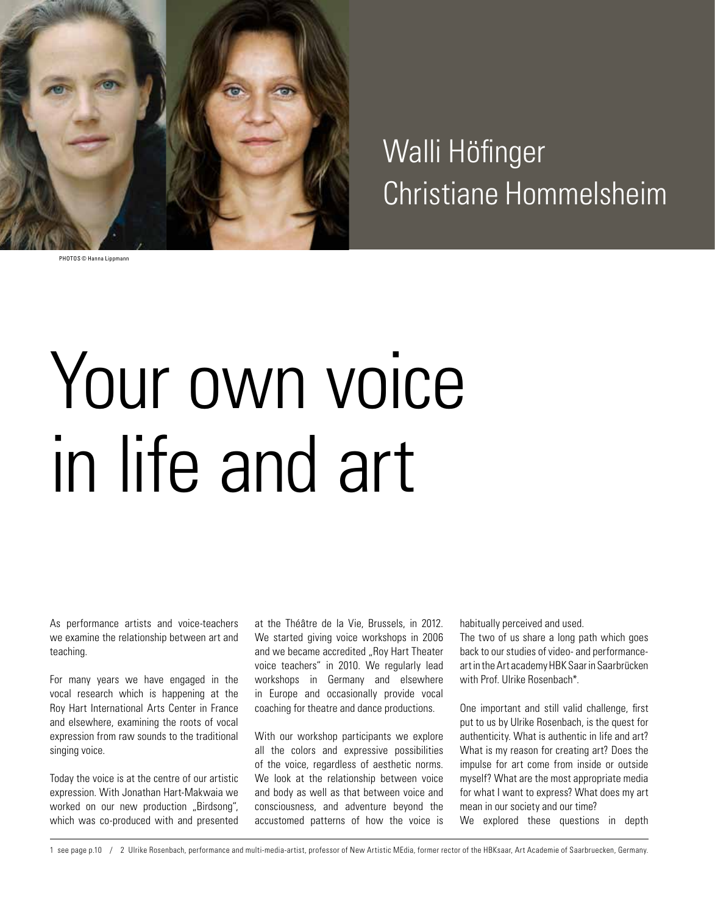PHOTOS © Hanna Lippmann

## Walli Höfinger
## Christiane Hommelsheim

# Your own voice in life and art

As performance artists and voice-teachers we examine the relationship between art and teaching.

For many years we have engaged in the vocal research which is happening at the Roy Hart International Arts Center in France and elsewhere, examining the roots of vocal expression from raw sounds to the traditional singing voice.

Today the voice is at the centre of our artistic expression. With Jonathan Hart-Makwaia we worked on our new production „Birdsong", which was co-produced with and presented at the Théâtre de la Vie, Brussels, in 2012. We started giving voice workshops in 2006 and we became accredited „Roy Hart Theater voice teachers" in 2010. We regularly lead workshops in Germany and elsewhere in Europe and occasionally provide vocal coaching for theatre and dance productions.

With our workshop participants we explore all the colors and expressive possibilities of the voice, regardless of aesthetic norms. We look at the relationship between voice and body as well as that between voice and consciousness, and adventure beyond the accustomed patterns of how the voice is habitually perceived and used.

The two of us share a long path which goes back to our studies of video- and performance-art in the Art academy HBK Saar in Saarbrücken with Prof. Ulrike Rosenbach*.

One important and still valid challenge, first put to us by Ulrike Rosenbach, is the quest for authenticity. What is authentic in life and art? What is my reason for creating art? Does the impulse for art come from inside or outside myself? What are the most appropriate media for what I want to express? What does my art mean in our society and our time?

We explored these questions in depth

---

1 see page p.10 / 2 Ulrike Rosenbach, performance and multi-media-artist, professor of New Artistic MEdia, former rector of the HBKsaar, Art Academie of Saarbruecken, Germany.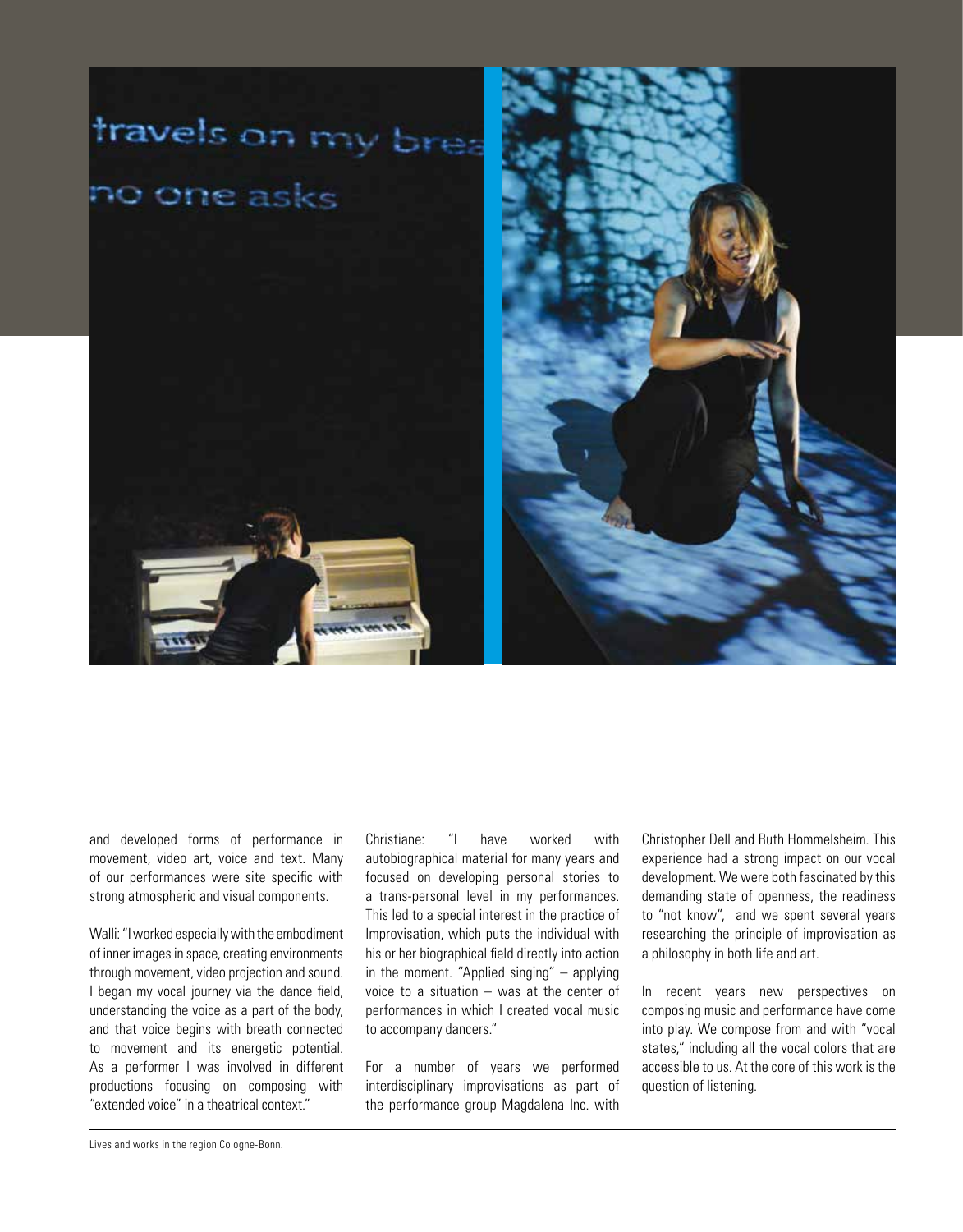and developed forms of performance in movement, video art, voice and text. Many of our performances were site specific with strong atmospheric and visual components.

Walli: "I worked especially with the embodiment of inner images in space, creating environments through movement, video projection and sound. I began my vocal journey via the dance field, understanding the voice as a part of the body, and that voice begins with breath connected to movement and its energetic potential. As a performer I was involved in different productions focusing on composing with "extended voice" in a theatrical context."

Christiane: "I have worked with autobiographical material for many years and focused on developing personal stories to a trans-personal level in my performances. This led to a special interest in the practice of Improvisation, which puts the individual with his or her biographical field directly into action in the moment. "Applied singing" – applying voice to a situation – was at the center of performances in which I created vocal music to accompany dancers."

For a number of years we performed interdisciplinary improvisations as part of the performance group Magdalena Inc. with Christopher Dell and Ruth Hommelsheim. This experience had a strong impact on our vocal development. We were both fascinated by this demanding state of openness, the readiness to "not know", and we spent several years researching the principle of improvisation as a philosophy in both life and art.

In recent years new perspectives on composing music and performance have come into play. We compose from and with "vocal states," including all the vocal colors that are accessible to us. At the core of this work is the question of listening.

Lives and works in the region Cologne-Bonn.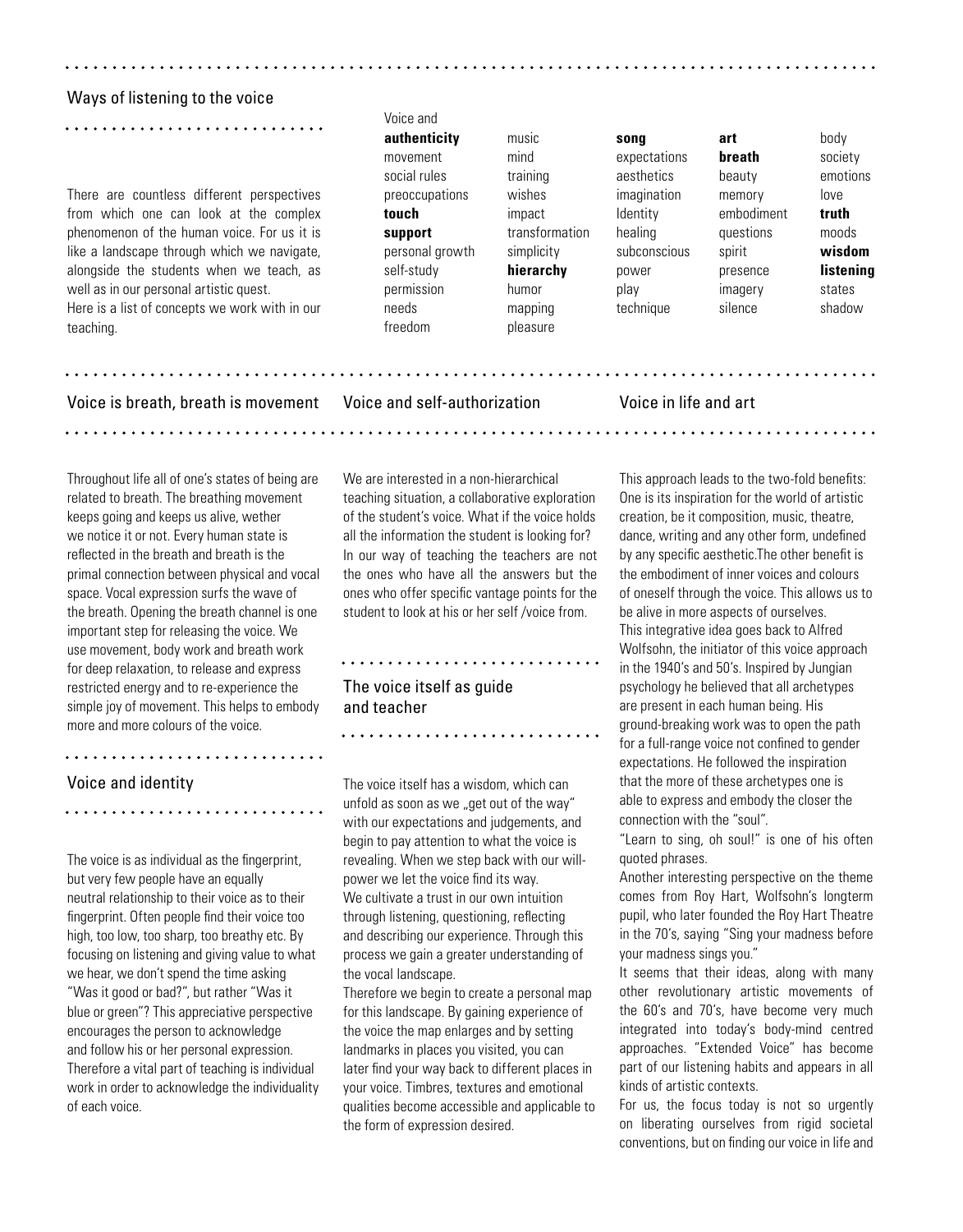## Ways of listening to the voice

There are countless different perspectives from which one can look at the complex phenomenon of the human voice. For us it is like a landscape through which we navigate, alongside the students when we teach, as well as in our personal artistic quest.
Here is a list of concepts we work with in our teaching.

Voice and

| | | | | |
|---|---|---|---|---|
| **authenticity** | music | **song** | **art** | body |
| movement | mind | expectations | **breath** | society |
| social rules | training | aesthetics | beauty | emotions |
| preoccupations | wishes | imagination | memory | love |
| **touch** | impact | Identity | embodiment | **truth** |
| **support** | transformation | healing | questions | moods |
| personal growth | simplicity | subconscious | spirit | **wisdom** |
| self-study | **hierarchy** | power | presence | **listening** |
| permission | humor | play | imagery | states |
| needs | mapping | technique | silence | shadow |
| freedom | pleasure | | | |

## Voice is breath, breath is movement

Throughout life all of one's states of being are related to breath. The breathing movement keeps going and keeps us alive, wether we notice it or not. Every human state is reflected in the breath and breath is the primal connection between physical and vocal space. Vocal expression surfs the wave of the breath. Opening the breath channel is one important step for releasing the voice. We use movement, body work and breath work for deep relaxation, to release and express restricted energy and to re-experience the simple joy of movement. This helps to embody more and more colours of the voice.

## Voice and identity

The voice is as individual as the fingerprint, but very few people have an equally neutral relationship to their voice as to their fingerprint. Often people find their voice too high, too low, too sharp, too breathy etc. By focusing on listening and giving value to what we hear, we don't spend the time asking "Was it good or bad?", but rather "Was it blue or green"? This appreciative perspective encourages the person to acknowledge and follow his or her personal expression. Therefore a vital part of teaching is individual work in order to acknowledge the individuality of each voice.

## Voice and self-authorization

We are interested in a non-hierarchical teaching situation, a collaborative exploration of the student's voice. What if the voice holds all the information the student is looking for? In our way of teaching the teachers are not the ones who have all the answers but the ones who offer specific vantage points for the student to look at his or her self /voice from.

## The voice itself as guide and teacher

The voice itself has a wisdom, which can unfold as soon as we „get out of the way" with our expectations and judgements, and begin to pay attention to what the voice is revealing. When we step back with our will-power we let the voice find its way.
We cultivate a trust in our own intuition through listening, questioning, reflecting and describing our experience. Through this process we gain a greater understanding of the vocal landscape.
Therefore we begin to create a personal map for this landscape. By gaining experience of the voice the map enlarges and by setting landmarks in places you visited, you can later find your way back to different places in your voice. Timbres, textures and emotional qualities become accessible and applicable to the form of expression desired.

## Voice in life and art

This approach leads to the two-fold benefits: One is its inspiration for the world of artistic creation, be it composition, music, theatre, dance, writing and any other form, undefined by any specific aesthetic.The other benefit is the embodiment of inner voices and colours of oneself through the voice. This allows us to be alive in more aspects of ourselves.
This integrative idea goes back to Alfred Wolfsohn, the initiator of this voice approach in the 1940's and 50's. Inspired by Jungian psychology he believed that all archetypes are present in each human being. His ground-breaking work was to open the path for a full-range voice not confined to gender expectations. He followed the inspiration that the more of these archetypes one is able to express and embody the closer the connection with the "soul".
"Learn to sing, oh soul!" is one of his often quoted phrases.
Another interesting perspective on the theme comes from Roy Hart, Wolfsohn's longterm pupil, who later founded the Roy Hart Theatre in the 70's, saying "Sing your madness before your madness sings you."
It seems that their ideas, along with many other revolutionary artistic movements of the 60's and 70's, have become very much integrated into today's body-mind centred approaches. "Extended Voice" has become part of our listening habits and appears in all kinds of artistic contexts.
For us, the focus today is not so urgently on liberating ourselves from rigid societal conventions, but on finding our voice in life and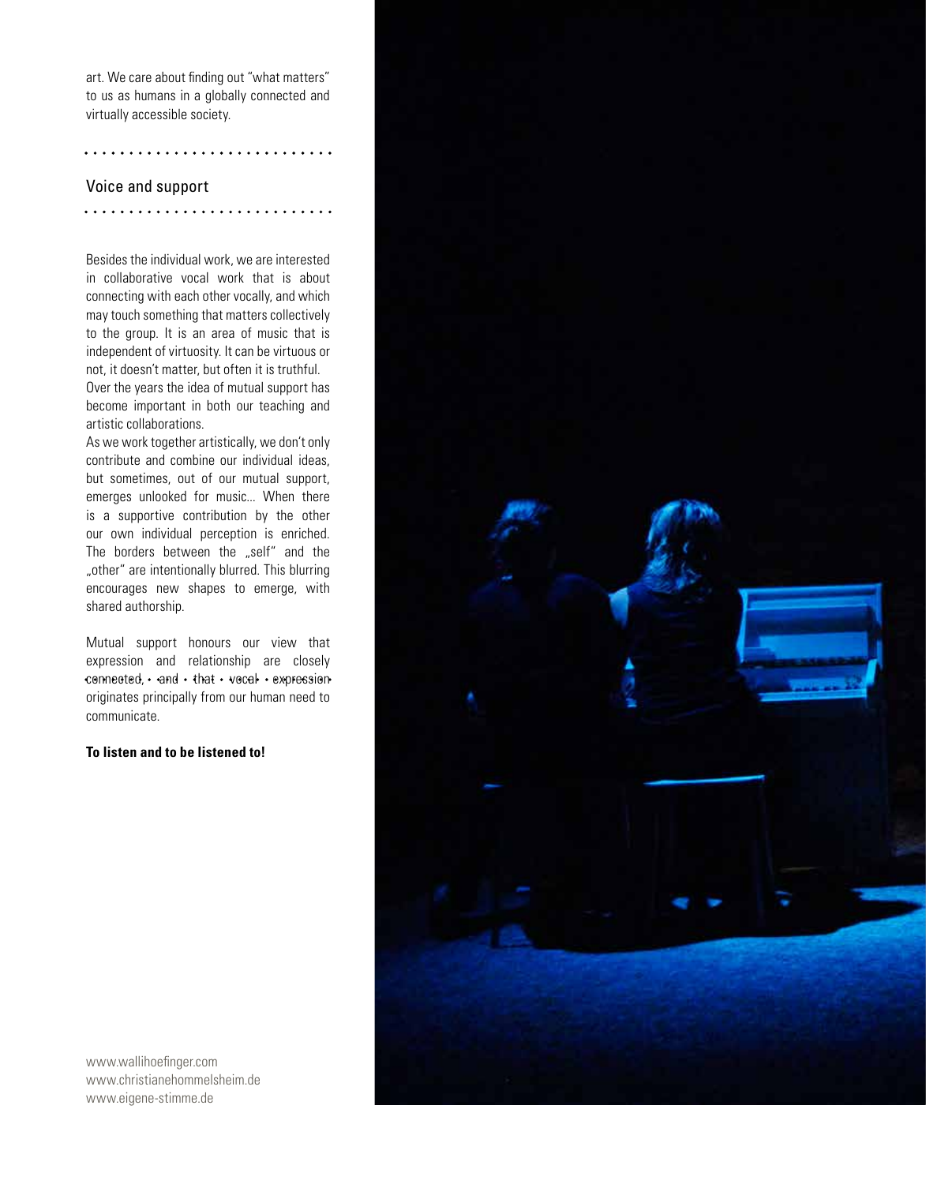art. We care about finding out "what matters" to us as humans in a globally connected and virtually accessible society.

## Voice and support

Besides the individual work, we are interested in collaborative vocal work that is about connecting with each other vocally, and which may touch something that matters collectively to the group. It is an area of music that is independent of virtuosity. It can be virtuous or not, it doesn't matter, but often it is truthful.
Over the years the idea of mutual support has become important in both our teaching and artistic collaborations.
As we work together artistically, we don't only contribute and combine our individual ideas, but sometimes, out of our mutual support, emerges unlooked for music... When there is a supportive contribution by the other our own individual perception is enriched. The borders between the „self" and the „other" are intentionally blurred. This blurring encourages new shapes to emerge, with shared authorship.

Mutual support honours our view that expression and relationship are closely connected, and that vocal expression originates principally from our human need to communicate.

**To listen and to be listened to!**

www.wallihoefinger.com
www.christianehommelsheim.de
www.eigene-stimme.de